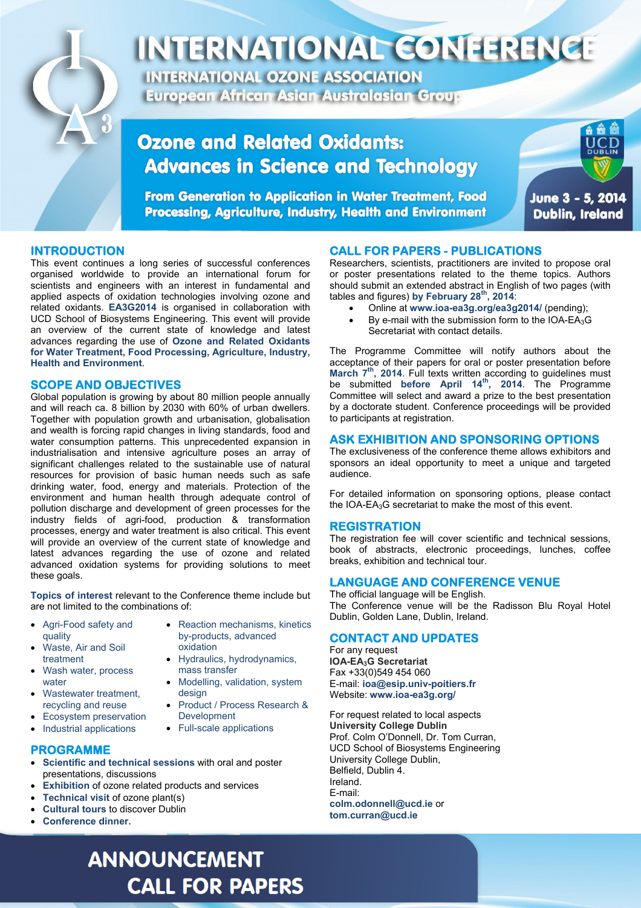# INTERNATIONAL CONFERENCE

**INTERNATIONAL OZONE ASSOCIATION**
**European African Asian Australasian Group**

## Ozone and Related Oxidants: Advances in Science and Technology

**From Generation to Application in Water Treatment, Food Processing, Agriculture, Industry, Health and Environment**

**June 3 - 5, 2014**
**Dublin, Ireland**

## INTRODUCTION

This event continues a long series of successful conferences organised worldwide to provide an international forum for scientists and engineers with an interest in fundamental and applied aspects of oxidation technologies involving ozone and related oxidants. **EA3G2014** is organised in collaboration with UCD School of Biosystems Engineering. This event will provide an overview of the current state of knowledge and latest advances regarding the use of **Ozone and Related Oxidants for Water Treatment, Food Processing, Agriculture, Industry, Health and Environment**.

## SCOPE AND OBJECTIVES

Global population is growing by about 80 million people annually and will reach ca. 8 billion by 2030 with 60% of urban dwellers. Together with population growth and urbanisation, globalisation and wealth is forcing rapid changes in living standards, food and water consumption patterns. This unprecedented expansion in industrialisation and intensive agriculture poses an array of significant challenges related to the sustainable use of natural resources for provision of basic human needs such as safe drinking water, food, energy and materials. Protection of the environment and human health through adequate control of pollution discharge and development of green processes for the industry fields of agri-food, production & transformation processes, energy and water treatment is also critical. This event will provide an overview of the current state of knowledge and latest advances regarding the use of ozone and related advanced oxidation systems for providing solutions to meet these goals.

**Topics of interest** relevant to the Conference theme include but are not limited to the combinations of:

- Agri-Food safety and quality
- Waste, Air and Soil treatment
- Wash water, process water
- Wastewater treatment, recycling and reuse
- Ecosystem preservation
- Industrial applications
- Reaction mechanisms, kinetics by-products, advanced oxidation
- Hydraulics, hydrodynamics, mass transfer
- Modelling, validation, system design
- Product / Process Research & Development
- Full-scale applications

## PROGRAMME

- **Scientific and technical sessions** with oral and poster presentations, discussions
- **Exhibition** of ozone related products and services
- **Technical visit** of ozone plant(s)
- **Cultural tours** to discover Dublin
- **Conference dinner.**

## CALL FOR PAPERS - PUBLICATIONS

Researchers, scientists, practitioners are invited to propose oral or poster presentations related to the theme topics. Authors should submit an extended abstract in English of two pages (with tables and figures) **by February 28th, 2014**:

- Online at **www.ioa-ea3g.org/ea3g2014/** (pending);
- By e-mail with the submission form to the IOA-EA$_3$G Secretariat with contact details.

The Programme Committee will notify authors about the acceptance of their papers for oral or poster presentation before **March 7th, 2014**. Full texts written according to guidelines must be submitted **before April 14th, 2014**. The Programme Committee will select and award a prize to the best presentation by a doctorate student. Conference proceedings will be provided to participants at registration.

## ASK EXHIBITION AND SPONSORING OPTIONS

The exclusiveness of the conference theme allows exhibitors and sponsors an ideal opportunity to meet a unique and targeted audience.

For detailed information on sponsoring options, please contact the IOA-EA$_3$G secretariat to make the most of this event.

## REGISTRATION

The registration fee will cover scientific and technical sessions, book of abstracts, electronic proceedings, lunches, coffee breaks, exhibition and technical tour.

## LANGUAGE AND CONFERENCE VENUE

The official language will be English.
The Conference venue will be the Radisson Blu Royal Hotel Dublin, Golden Lane, Dublin, Ireland.

## CONTACT AND UPDATES

For any request
**IOA-EA$_3$G Secretariat**
Fax +33(0)549 454 060
E-mail: **ioa@esip.univ-poitiers.fr**
Website: **www.ioa-ea3g.org/**

For request related to local aspects
**University College Dublin**
Prof. Colm O'Donnell, Dr. Tom Curran,
UCD School of Biosystems Engineering
University College Dublin,
Belfield, Dublin 4.
Ireland.
E-mail:
**colm.odonnell@ucd.ie** or
**tom.curran@ucd.ie**

# ANNOUNCEMENT CALL FOR PAPERS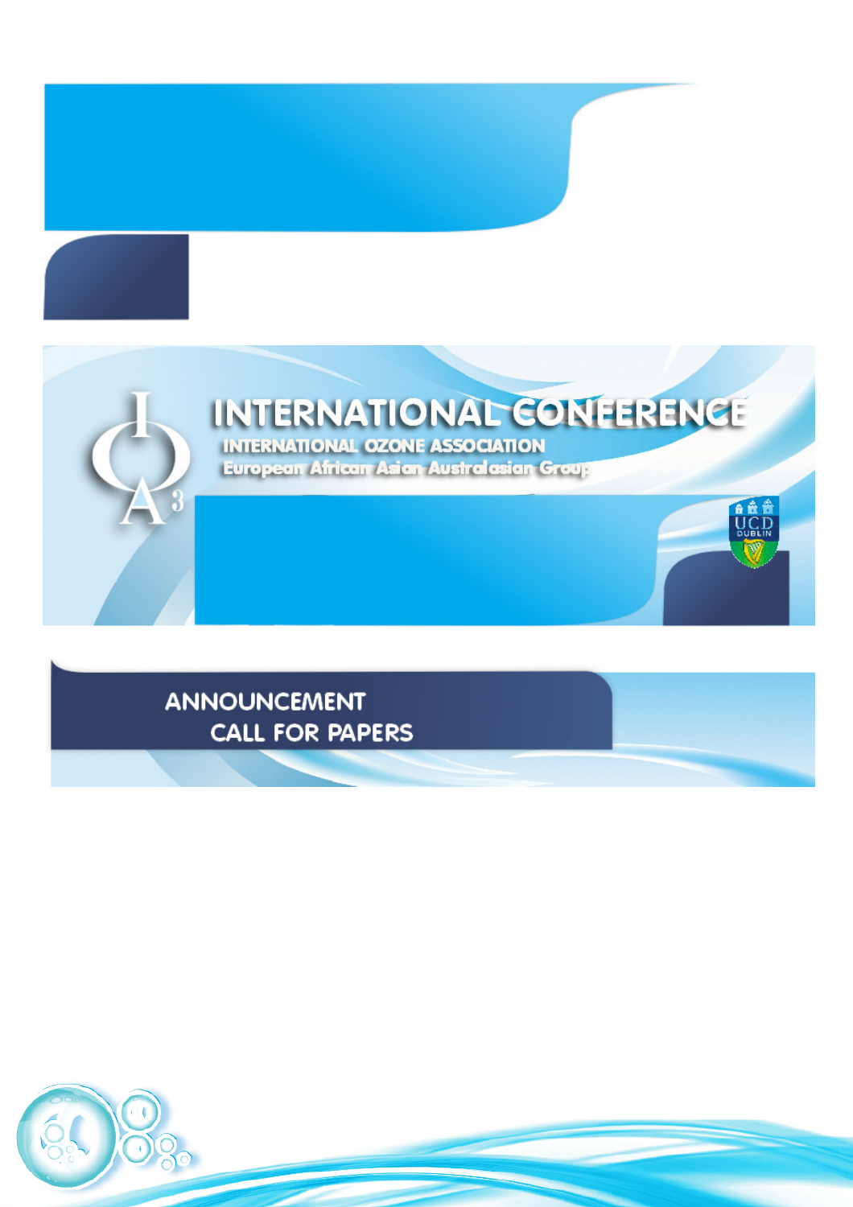# INTERNATIONAL CONFERENCE

## INTERNATIONAL OZONE ASSOCIATION

European African Asian Australasian Group

UCD DUBLIN

## ANNOUNCEMENT

## CALL FOR PAPERS